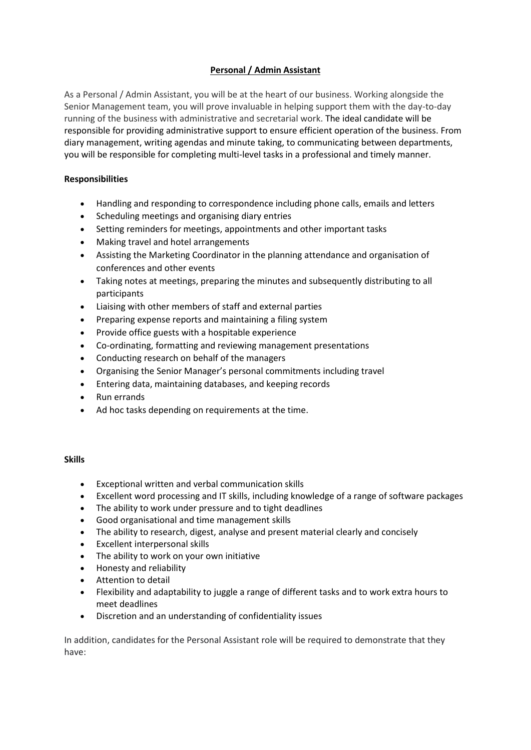# **Personal / Admin Assistant**

As a Personal / Admin Assistant, you will be at the heart of our business. Working alongside the Senior Management team, you will prove invaluable in helping support them with the day-to-day running of the business with administrative and secretarial work. The ideal candidate will be responsible for providing administrative support to ensure efficient operation of the business. From diary management, writing agendas and minute taking, to communicating between departments, you will be responsible for completing multi-level tasks in a professional and timely manner.

**Responsibilities**

- Handling and responding to correspondence including phone calls, emails and letters
- Scheduling meetings and organising diary entries
- Setting reminders for meetings, appointments and other important tasks
- Making travel and hotel arrangements
- Assisting the Marketing Coordinator in the planning attendance and organisation of conferences and other events
- Taking notes at meetings, preparing the minutes and subsequently distributing to all participants
- Liaising with other members of staff and external parties
- Preparing expense reports and maintaining a filing system
- Provide office guests with a hospitable experience
- Co-ordinating, formatting and reviewing management presentations
- Conducting research on behalf of the managers
- Organising the Senior Manager's personal commitments including travel
- Entering data, maintaining databases, and keeping records
- Run errands
- Ad hoc tasks depending on requirements at the time.

**Skills**

- Exceptional written and verbal communication skills
- Excellent word processing and IT skills, including knowledge of a range of software packages
- The ability to work under pressure and to tight deadlines
- Good organisational and time management skills
- The ability to research, digest, analyse and present material clearly and concisely
- Excellent interpersonal skills
- The ability to work on your own initiative
- Honesty and reliability
- Attention to detail
- Flexibility and adaptability to juggle a range of different tasks and to work extra hours to meet deadlines
- Discretion and an understanding of confidentiality issues

In addition, candidates for the Personal Assistant role will be required to demonstrate that they have: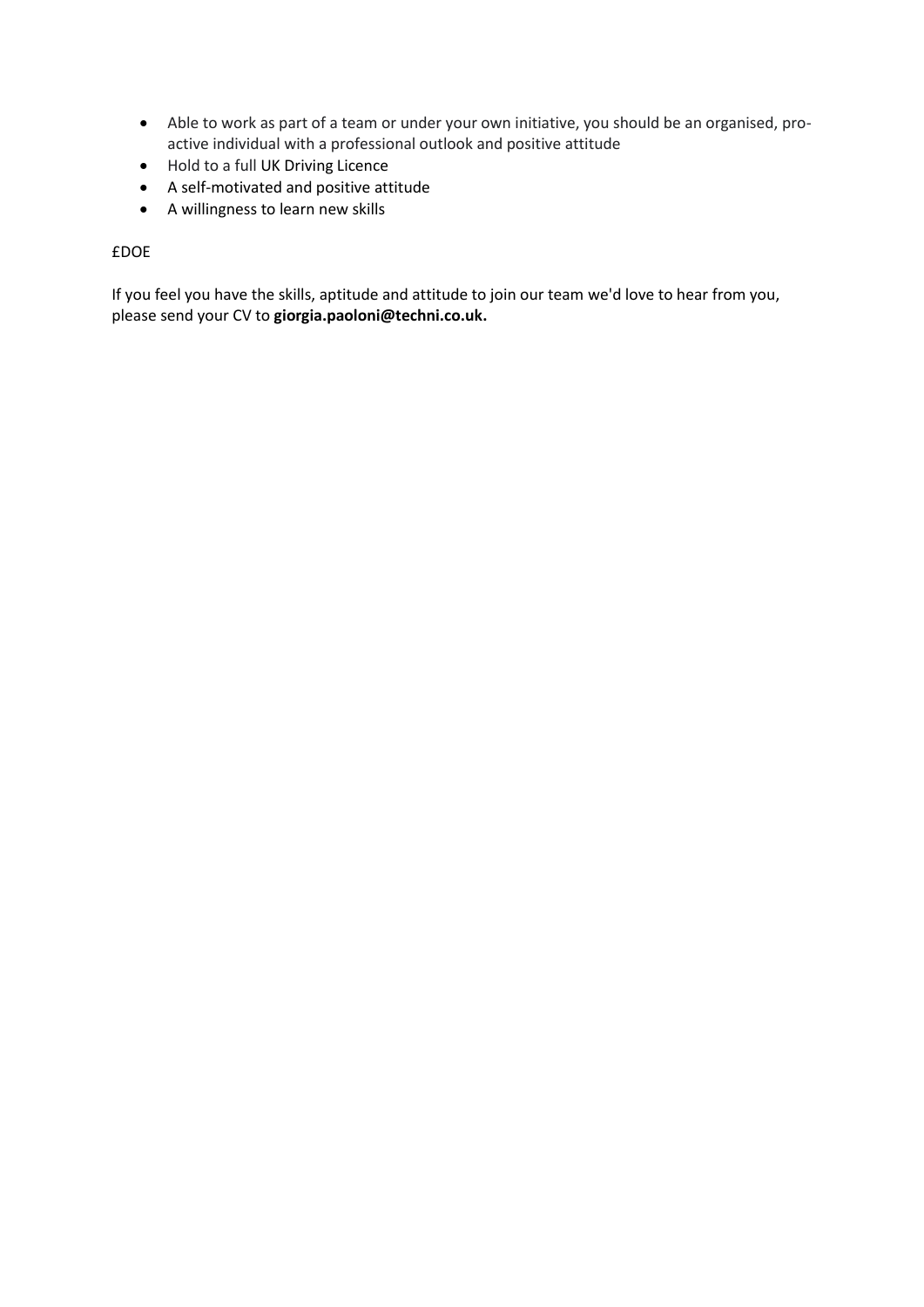- Able to work as part of a team or under your own initiative, you should be an organised, pro-active individual with a professional outlook and positive attitude
- Hold to a full UK Driving Licence
- A self-motivated and positive attitude
- A willingness to learn new skills

£DOE

If you feel you have the skills, aptitude and attitude to join our team we'd love to hear from you, please send your CV to **giorgia.paoloni@techni.co.uk.**